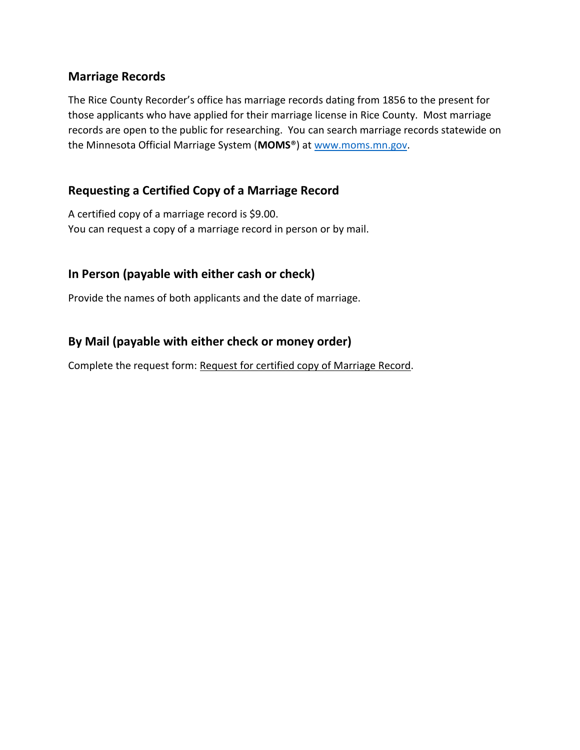## Marriage Records

The Rice County Recorder's office has marriage records dating from 1856 to the present for those applicants who have applied for their marriage license in Rice County. Most marriage records are open to the public for researching. You can search marriage records statewide on the Minnesota Official Marriage System (**MOMS®**) at [www.moms.mn.gov](www.moms.mn.gov).

## Requesting a Certified Copy of a Marriage Record

A certified copy of a marriage record is $9.00.
You can request a copy of a marriage record in person or by mail.

## In Person (payable with either cash or check)

Provide the names of both applicants and the date of marriage.

## By Mail (payable with either check or money order)

Complete the request form: Request for certified copy of Marriage Record.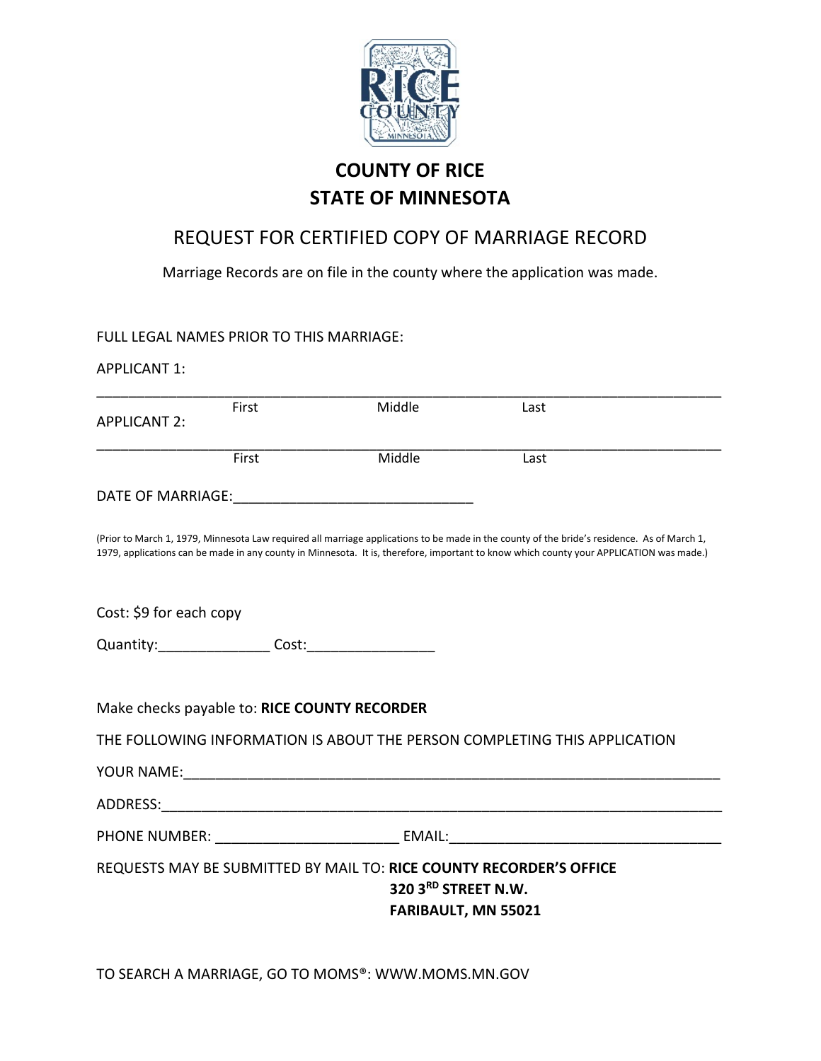# COUNTY OF RICE
# STATE OF MINNESOTA

## REQUEST FOR CERTIFIED COPY OF MARRIAGE RECORD

Marriage Records are on file in the county where the application was made.

FULL LEGAL NAMES PRIOR TO THIS MARRIAGE:

APPLICANT 1:

_______________________________________________________________________________

First Middle Last

APPLICANT 2:

_______________________________________________________________________________

First Middle Last

DATE OF MARRIAGE:______________________________

(Prior to March 1, 1979, Minnesota Law required all marriage applications to be made in the county of the bride's residence. As of March 1, 1979, applications can be made in any county in Minnesota. It is, therefore, important to know which county your APPLICATION was made.)

Cost: $9 for each copy

Quantity:_____________ Cost:_______________

Make checks payable to: **RICE COUNTY RECORDER**

THE FOLLOWING INFORMATION IS ABOUT THE PERSON COMPLETING THIS APPLICATION

YOUR NAME:_____________________________________________________________

ADDRESS:_______________________________________________________________

PHONE NUMBER: ______________________ EMAIL:_______________________________

REQUESTS MAY BE SUBMITTED BY MAIL TO: **RICE COUNTY RECORDER'S OFFICE**
**320 3RD STREET N.W.**
**FARIBAULT, MN 55021**

TO SEARCH A MARRIAGE, GO TO MOMS®: WWW.MOMS.MN.GOV